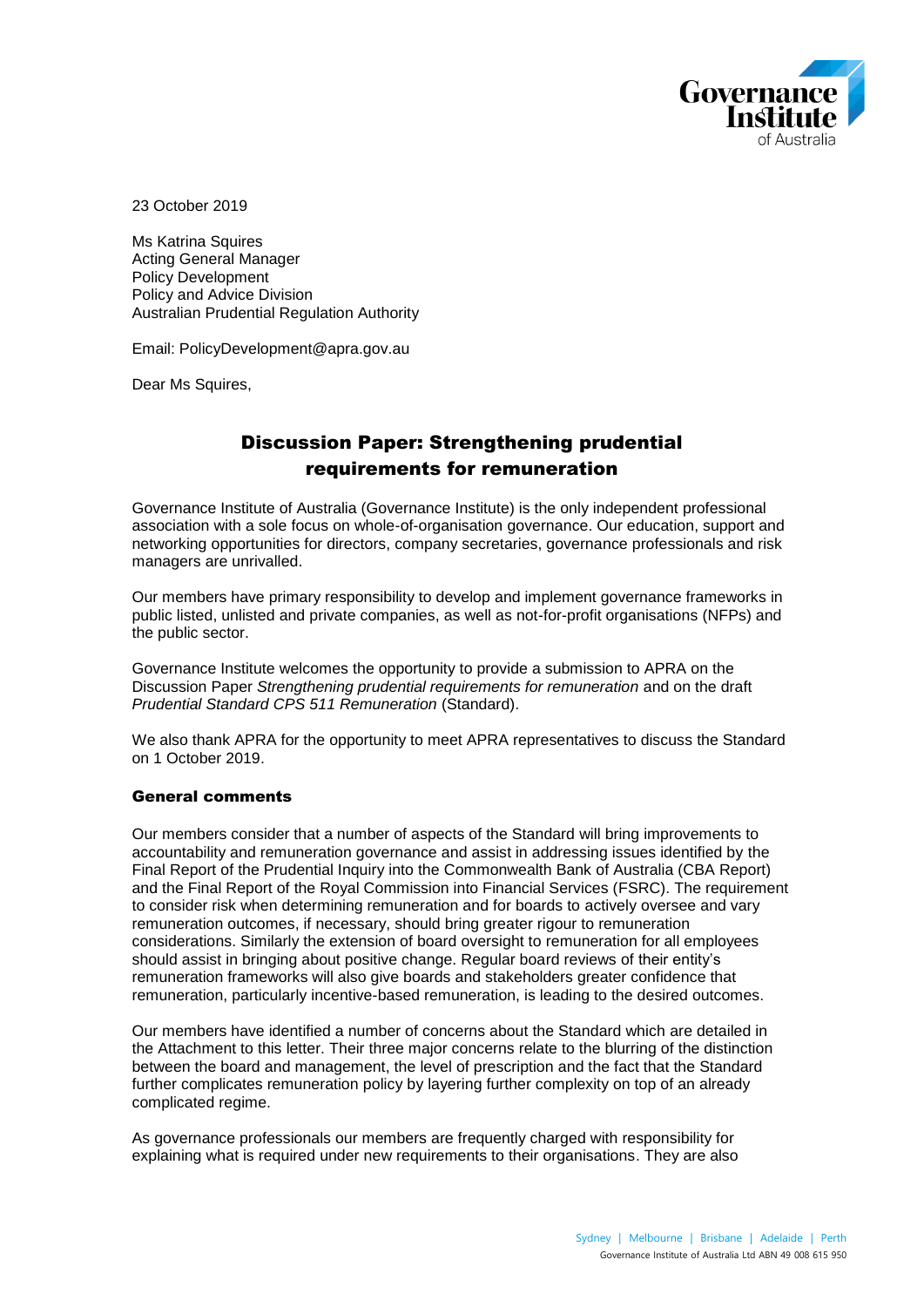23 October 2019

Ms Katrina Squires
Acting General Manager
Policy Development
Policy and Advice Division
Australian Prudential Regulation Authority

Email: PolicyDevelopment@apra.gov.au

Dear Ms Squires,

## Discussion Paper: Strengthening prudential requirements for remuneration

Governance Institute of Australia (Governance Institute) is the only independent professional association with a sole focus on whole-of-organisation governance. Our education, support and networking opportunities for directors, company secretaries, governance professionals and risk managers are unrivalled.

Our members have primary responsibility to develop and implement governance frameworks in public listed, unlisted and private companies, as well as not-for-profit organisations (NFPs) and the public sector.

Governance Institute welcomes the opportunity to provide a submission to APRA on the Discussion Paper *Strengthening prudential requirements for remuneration* and on the draft *Prudential Standard CPS 511 Remuneration* (Standard).

We also thank APRA for the opportunity to meet APRA representatives to discuss the Standard on 1 October 2019.

### General comments

Our members consider that a number of aspects of the Standard will bring improvements to accountability and remuneration governance and assist in addressing issues identified by the Final Report of the Prudential Inquiry into the Commonwealth Bank of Australia (CBA Report) and the Final Report of the Royal Commission into Financial Services (FSRC). The requirement to consider risk when determining remuneration and for boards to actively oversee and vary remuneration outcomes, if necessary, should bring greater rigour to remuneration considerations. Similarly the extension of board oversight to remuneration for all employees should assist in bringing about positive change. Regular board reviews of their entity's remuneration frameworks will also give boards and stakeholders greater confidence that remuneration, particularly incentive-based remuneration, is leading to the desired outcomes.

Our members have identified a number of concerns about the Standard which are detailed in the Attachment to this letter. Their three major concerns relate to the blurring of the distinction between the board and management, the level of prescription and the fact that the Standard further complicates remuneration policy by layering further complexity on top of an already complicated regime.

As governance professionals our members are frequently charged with responsibility for explaining what is required under new requirements to their organisations. They are also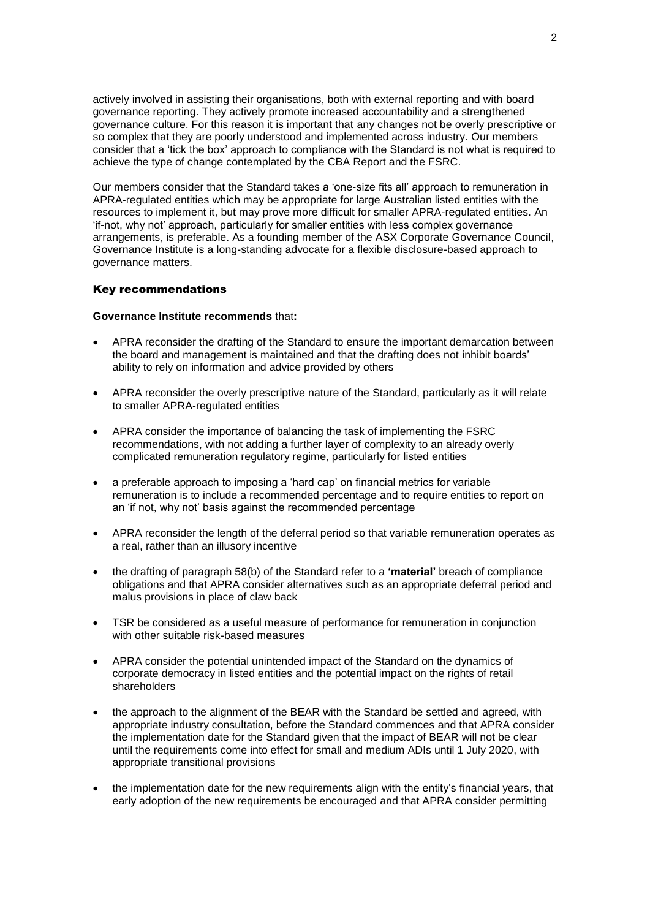actively involved in assisting their organisations, both with external reporting and with board governance reporting. They actively promote increased accountability and a strengthened governance culture. For this reason it is important that any changes not be overly prescriptive or so complex that they are poorly understood and implemented across industry. Our members consider that a 'tick the box' approach to compliance with the Standard is not what is required to achieve the type of change contemplated by the CBA Report and the FSRC.

Our members consider that the Standard takes a 'one-size fits all' approach to remuneration in APRA-regulated entities which may be appropriate for large Australian listed entities with the resources to implement it, but may prove more difficult for smaller APRA-regulated entities. An 'if-not, why not' approach, particularly for smaller entities with less complex governance arrangements, is preferable. As a founding member of the ASX Corporate Governance Council, Governance Institute is a long-standing advocate for a flexible disclosure-based approach to governance matters.

### Key recommendations

**Governance Institute recommends** that**:**

- APRA reconsider the drafting of the Standard to ensure the important demarcation between the board and management is maintained and that the drafting does not inhibit boards' ability to rely on information and advice provided by others
- APRA reconsider the overly prescriptive nature of the Standard, particularly as it will relate to smaller APRA-regulated entities
- APRA consider the importance of balancing the task of implementing the FSRC recommendations, with not adding a further layer of complexity to an already overly complicated remuneration regulatory regime, particularly for listed entities
- a preferable approach to imposing a 'hard cap' on financial metrics for variable remuneration is to include a recommended percentage and to require entities to report on an 'if not, why not' basis against the recommended percentage
- APRA reconsider the length of the deferral period so that variable remuneration operates as a real, rather than an illusory incentive
- the drafting of paragraph 58(b) of the Standard refer to a **'material'** breach of compliance obligations and that APRA consider alternatives such as an appropriate deferral period and malus provisions in place of claw back
- TSR be considered as a useful measure of performance for remuneration in conjunction with other suitable risk-based measures
- APRA consider the potential unintended impact of the Standard on the dynamics of corporate democracy in listed entities and the potential impact on the rights of retail shareholders
- the approach to the alignment of the BEAR with the Standard be settled and agreed, with appropriate industry consultation, before the Standard commences and that APRA consider the implementation date for the Standard given that the impact of BEAR will not be clear until the requirements come into effect for small and medium ADIs until 1 July 2020, with appropriate transitional provisions
- the implementation date for the new requirements align with the entity's financial years, that early adoption of the new requirements be encouraged and that APRA consider permitting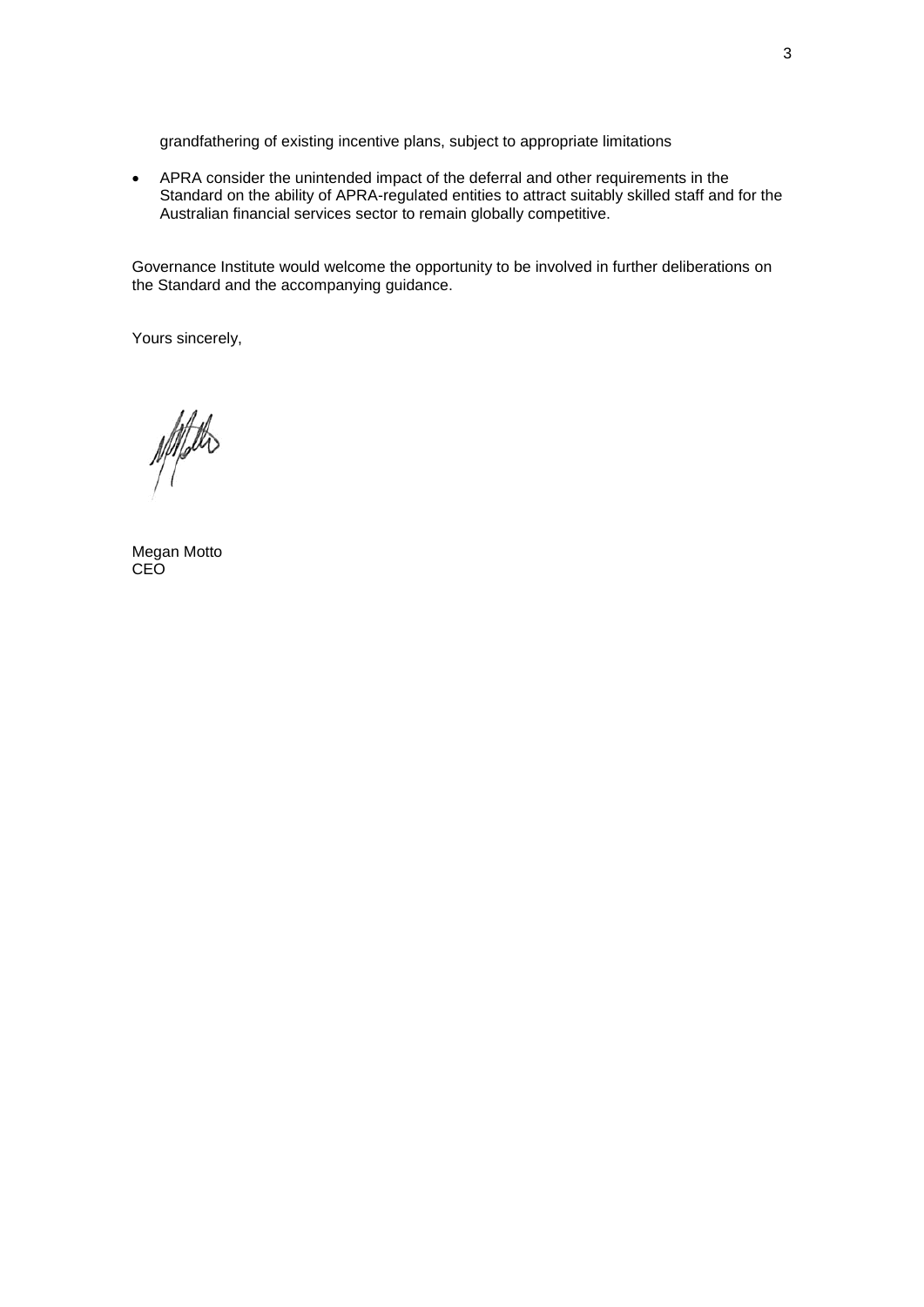grandfathering of existing incentive plans, subject to appropriate limitations

- APRA consider the unintended impact of the deferral and other requirements in the Standard on the ability of APRA-regulated entities to attract suitably skilled staff and for the Australian financial services sector to remain globally competitive.

Governance Institute would welcome the opportunity to be involved in further deliberations on the Standard and the accompanying guidance.

Yours sincerely,

Megan Motto
CEO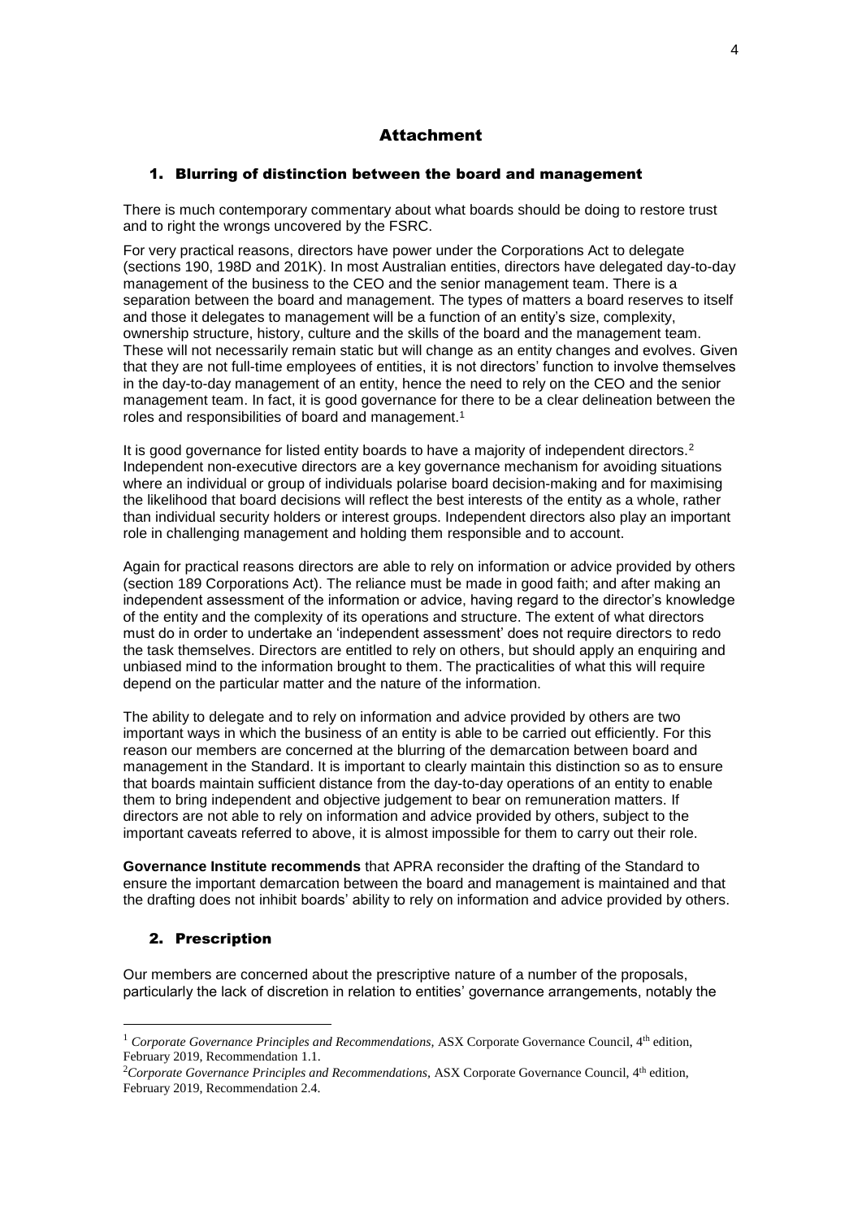# Attachment

## 1. Blurring of distinction between the board and management

There is much contemporary commentary about what boards should be doing to restore trust and to right the wrongs uncovered by the FSRC.

For very practical reasons, directors have power under the Corporations Act to delegate (sections 190, 198D and 201K). In most Australian entities, directors have delegated day-to-day management of the business to the CEO and the senior management team. There is a separation between the board and management. The types of matters a board reserves to itself and those it delegates to management will be a function of an entity's size, complexity, ownership structure, history, culture and the skills of the board and the management team. These will not necessarily remain static but will change as an entity changes and evolves. Given that they are not full-time employees of entities, it is not directors' function to involve themselves in the day-to-day management of an entity, hence the need to rely on the CEO and the senior management team. In fact, it is good governance for there to be a clear delineation between the roles and responsibilities of board and management.[1]

It is good governance for listed entity boards to have a majority of independent directors.[2] Independent non-executive directors are a key governance mechanism for avoiding situations where an individual or group of individuals polarise board decision-making and for maximising the likelihood that board decisions will reflect the best interests of the entity as a whole, rather than individual security holders or interest groups. Independent directors also play an important role in challenging management and holding them responsible and to account.

Again for practical reasons directors are able to rely on information or advice provided by others (section 189 Corporations Act). The reliance must be made in good faith; and after making an independent assessment of the information or advice, having regard to the director's knowledge of the entity and the complexity of its operations and structure. The extent of what directors must do in order to undertake an 'independent assessment' does not require directors to redo the task themselves. Directors are entitled to rely on others, but should apply an enquiring and unbiased mind to the information brought to them. The practicalities of what this will require depend on the particular matter and the nature of the information.

The ability to delegate and to rely on information and advice provided by others are two important ways in which the business of an entity is able to be carried out efficiently. For this reason our members are concerned at the blurring of the demarcation between board and management in the Standard. It is important to clearly maintain this distinction so as to ensure that boards maintain sufficient distance from the day-to-day operations of an entity to enable them to bring independent and objective judgement to bear on remuneration matters. If directors are not able to rely on information and advice provided by others, subject to the important caveats referred to above, it is almost impossible for them to carry out their role.

**Governance Institute recommends** that APRA reconsider the drafting of the Standard to ensure the important demarcation between the board and management is maintained and that the drafting does not inhibit boards' ability to rely on information and advice provided by others.

## 2. Prescription

Our members are concerned about the prescriptive nature of a number of the proposals, particularly the lack of discretion in relation to entities' governance arrangements, notably the

---

[1] *Corporate Governance Principles and Recommendations,* ASX Corporate Governance Council, 4th edition, February 2019, Recommendation 1.1.

[2] *Corporate Governance Principles and Recommendations,* ASX Corporate Governance Council, 4th edition, February 2019, Recommendation 2.4.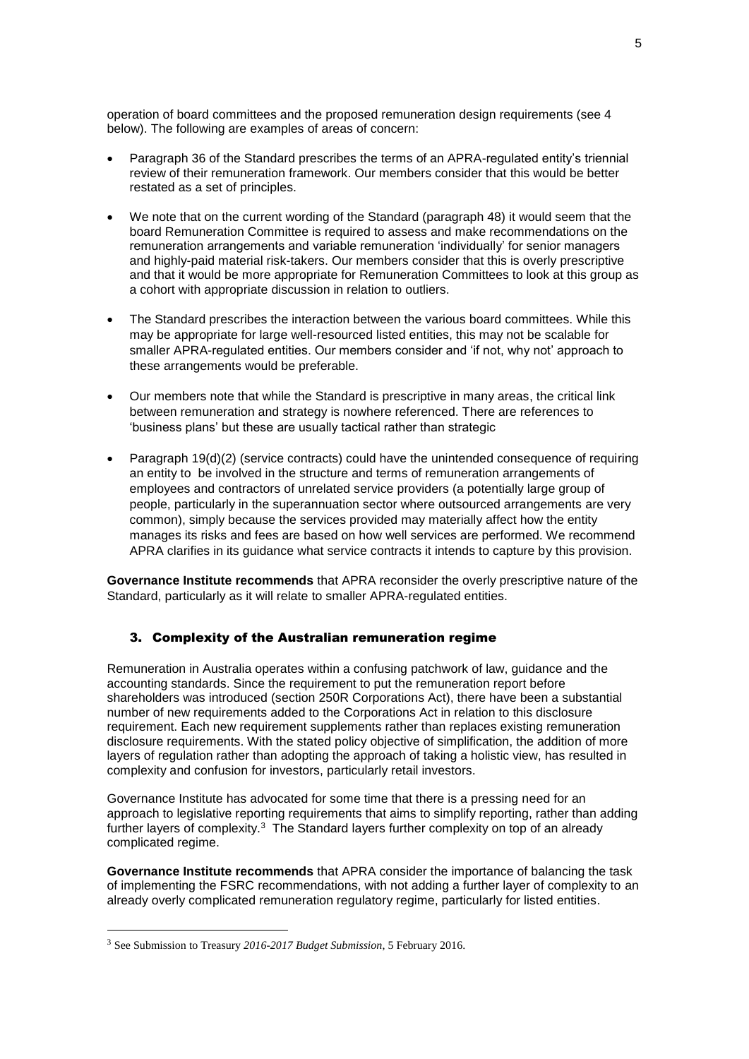operation of board committees and the proposed remuneration design requirements (see 4 below). The following are examples of areas of concern:

- Paragraph 36 of the Standard prescribes the terms of an APRA-regulated entity's triennial review of their remuneration framework. Our members consider that this would be better restated as a set of principles.
- We note that on the current wording of the Standard (paragraph 48) it would seem that the board Remuneration Committee is required to assess and make recommendations on the remuneration arrangements and variable remuneration 'individually' for senior managers and highly-paid material risk-takers. Our members consider that this is overly prescriptive and that it would be more appropriate for Remuneration Committees to look at this group as a cohort with appropriate discussion in relation to outliers.
- The Standard prescribes the interaction between the various board committees. While this may be appropriate for large well-resourced listed entities, this may not be scalable for smaller APRA-regulated entities. Our members consider and 'if not, why not' approach to these arrangements would be preferable.
- Our members note that while the Standard is prescriptive in many areas, the critical link between remuneration and strategy is nowhere referenced. There are references to 'business plans' but these are usually tactical rather than strategic
- Paragraph 19(d)(2) (service contracts) could have the unintended consequence of requiring an entity to be involved in the structure and terms of remuneration arrangements of employees and contractors of unrelated service providers (a potentially large group of people, particularly in the superannuation sector where outsourced arrangements are very common), simply because the services provided may materially affect how the entity manages its risks and fees are based on how well services are performed. We recommend APRA clarifies in its guidance what service contracts it intends to capture by this provision.

**Governance Institute recommends** that APRA reconsider the overly prescriptive nature of the Standard, particularly as it will relate to smaller APRA-regulated entities.

## 3. Complexity of the Australian remuneration regime

Remuneration in Australia operates within a confusing patchwork of law, guidance and the accounting standards. Since the requirement to put the remuneration report before shareholders was introduced (section 250R Corporations Act), there have been a substantial number of new requirements added to the Corporations Act in relation to this disclosure requirement. Each new requirement supplements rather than replaces existing remuneration disclosure requirements. With the stated policy objective of simplification, the addition of more layers of regulation rather than adopting the approach of taking a holistic view, has resulted in complexity and confusion for investors, particularly retail investors.

Governance Institute has advocated for some time that there is a pressing need for an approach to legislative reporting requirements that aims to simplify reporting, rather than adding further layers of complexity.[3] The Standard layers further complexity on top of an already complicated regime.

**Governance Institute recommends** that APRA consider the importance of balancing the task of implementing the FSRC recommendations, with not adding a further layer of complexity to an already overly complicated remuneration regulatory regime, particularly for listed entities.

---

[3] See Submission to Treasury *2016-2017 Budget Submission*, 5 February 2016.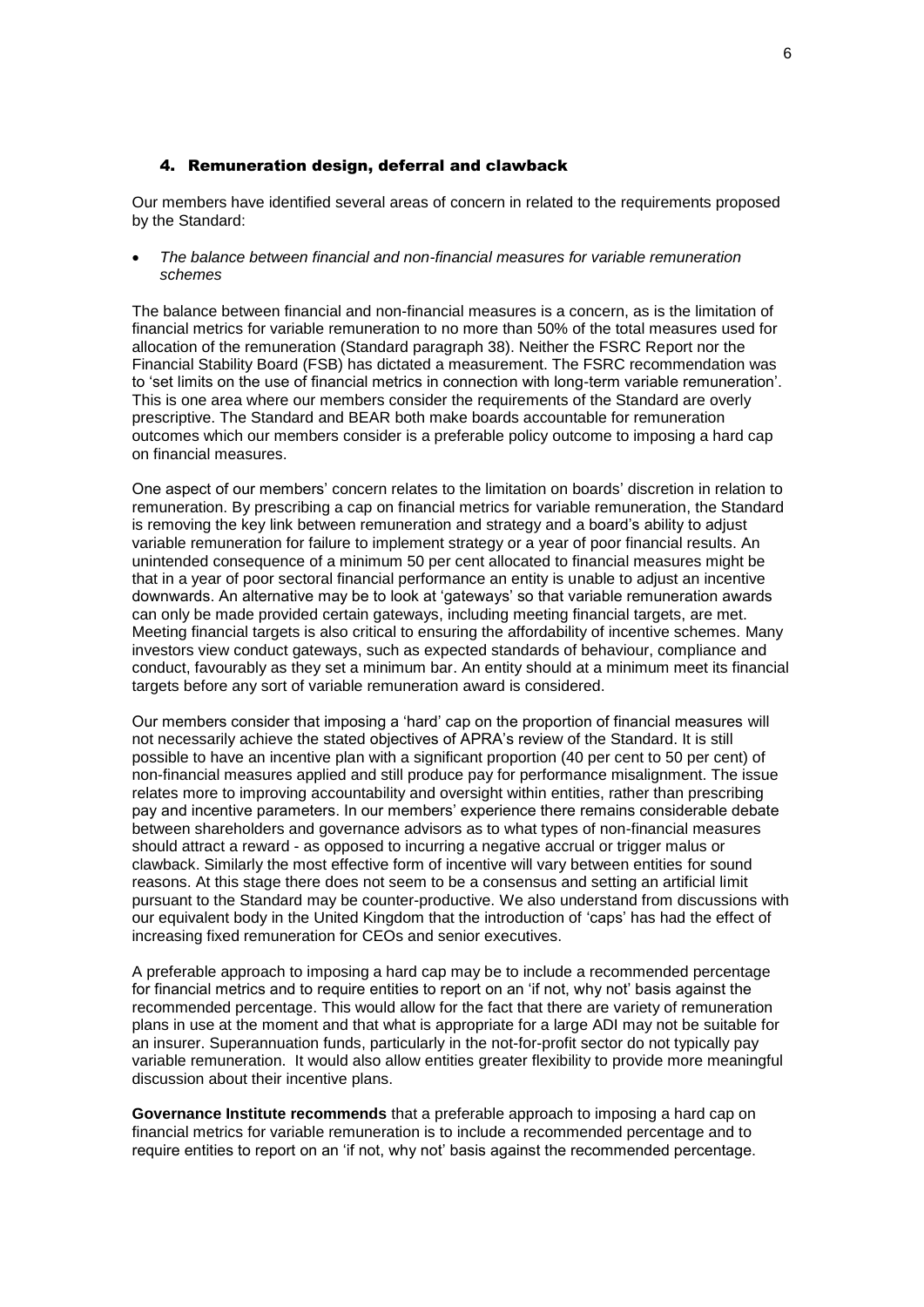## 4. Remuneration design, deferral and clawback

Our members have identified several areas of concern in related to the requirements proposed by the Standard:

- *The balance between financial and non-financial measures for variable remuneration schemes*

The balance between financial and non-financial measures is a concern, as is the limitation of financial metrics for variable remuneration to no more than 50% of the total measures used for allocation of the remuneration (Standard paragraph 38). Neither the FSRC Report nor the Financial Stability Board (FSB) has dictated a measurement. The FSRC recommendation was to 'set limits on the use of financial metrics in connection with long-term variable remuneration'. This is one area where our members consider the requirements of the Standard are overly prescriptive. The Standard and BEAR both make boards accountable for remuneration outcomes which our members consider is a preferable policy outcome to imposing a hard cap on financial measures.

One aspect of our members' concern relates to the limitation on boards' discretion in relation to remuneration. By prescribing a cap on financial metrics for variable remuneration, the Standard is removing the key link between remuneration and strategy and a board's ability to adjust variable remuneration for failure to implement strategy or a year of poor financial results. An unintended consequence of a minimum 50 per cent allocated to financial measures might be that in a year of poor sectoral financial performance an entity is unable to adjust an incentive downwards. An alternative may be to look at 'gateways' so that variable remuneration awards can only be made provided certain gateways, including meeting financial targets, are met. Meeting financial targets is also critical to ensuring the affordability of incentive schemes. Many investors view conduct gateways, such as expected standards of behaviour, compliance and conduct, favourably as they set a minimum bar. An entity should at a minimum meet its financial targets before any sort of variable remuneration award is considered.

Our members consider that imposing a 'hard' cap on the proportion of financial measures will not necessarily achieve the stated objectives of APRA's review of the Standard. It is still possible to have an incentive plan with a significant proportion (40 per cent to 50 per cent) of non-financial measures applied and still produce pay for performance misalignment. The issue relates more to improving accountability and oversight within entities, rather than prescribing pay and incentive parameters. In our members' experience there remains considerable debate between shareholders and governance advisors as to what types of non-financial measures should attract a reward - as opposed to incurring a negative accrual or trigger malus or clawback. Similarly the most effective form of incentive will vary between entities for sound reasons. At this stage there does not seem to be a consensus and setting an artificial limit pursuant to the Standard may be counter-productive. We also understand from discussions with our equivalent body in the United Kingdom that the introduction of 'caps' has had the effect of increasing fixed remuneration for CEOs and senior executives.

A preferable approach to imposing a hard cap may be to include a recommended percentage for financial metrics and to require entities to report on an 'if not, why not' basis against the recommended percentage. This would allow for the fact that there are variety of remuneration plans in use at the moment and that what is appropriate for a large ADI may not be suitable for an insurer. Superannuation funds, particularly in the not-for-profit sector do not typically pay variable remuneration. It would also allow entities greater flexibility to provide more meaningful discussion about their incentive plans.

**Governance Institute recommends** that a preferable approach to imposing a hard cap on financial metrics for variable remuneration is to include a recommended percentage and to require entities to report on an 'if not, why not' basis against the recommended percentage.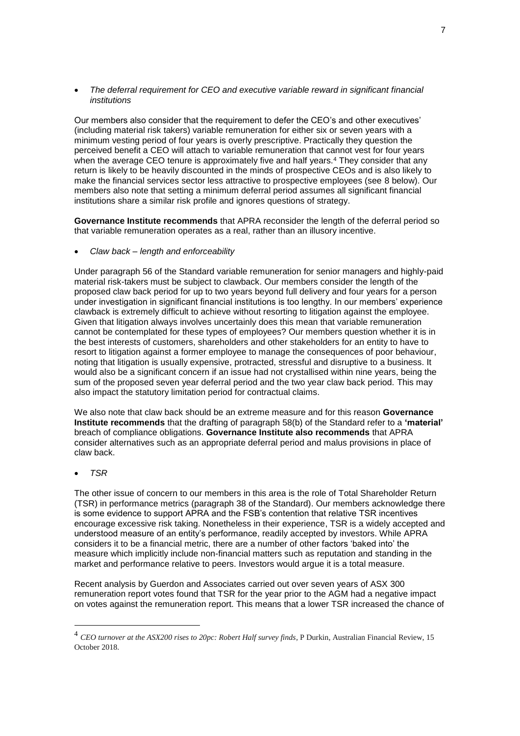- *The deferral requirement for CEO and executive variable reward in significant financial institutions*

Our members also consider that the requirement to defer the CEO's and other executives' (including material risk takers) variable remuneration for either six or seven years with a minimum vesting period of four years is overly prescriptive. Practically they question the perceived benefit a CEO will attach to variable remuneration that cannot vest for four years when the average CEO tenure is approximately five and half years.[4] They consider that any return is likely to be heavily discounted in the minds of prospective CEOs and is also likely to make the financial services sector less attractive to prospective employees (see 8 below). Our members also note that setting a minimum deferral period assumes all significant financial institutions share a similar risk profile and ignores questions of strategy.

**Governance Institute recommends** that APRA reconsider the length of the deferral period so that variable remuneration operates as a real, rather than an illusory incentive.

- *Claw back – length and enforceability*

Under paragraph 56 of the Standard variable remuneration for senior managers and highly-paid material risk-takers must be subject to clawback. Our members consider the length of the proposed claw back period for up to two years beyond full delivery and four years for a person under investigation in significant financial institutions is too lengthy. In our members' experience clawback is extremely difficult to achieve without resorting to litigation against the employee. Given that litigation always involves uncertainly does this mean that variable remuneration cannot be contemplated for these types of employees? Our members question whether it is in the best interests of customers, shareholders and other stakeholders for an entity to have to resort to litigation against a former employee to manage the consequences of poor behaviour, noting that litigation is usually expensive, protracted, stressful and disruptive to a business. It would also be a significant concern if an issue had not crystallised within nine years, being the sum of the proposed seven year deferral period and the two year claw back period. This may also impact the statutory limitation period for contractual claims.

We also note that claw back should be an extreme measure and for this reason **Governance Institute recommends** that the drafting of paragraph 58(b) of the Standard refer to a **'material'** breach of compliance obligations. **Governance Institute also recommends** that APRA consider alternatives such as an appropriate deferral period and malus provisions in place of claw back.

- *TSR*

The other issue of concern to our members in this area is the role of Total Shareholder Return (TSR) in performance metrics (paragraph 38 of the Standard). Our members acknowledge there is some evidence to support APRA and the FSB's contention that relative TSR incentives encourage excessive risk taking. Nonetheless in their experience, TSR is a widely accepted and understood measure of an entity's performance, readily accepted by investors. While APRA considers it to be a financial metric, there are a number of other factors 'baked into' the measure which implicitly include non-financial matters such as reputation and standing in the market and performance relative to peers. Investors would argue it is a total measure.

Recent analysis by Guerdon and Associates carried out over seven years of ASX 300 remuneration report votes found that TSR for the year prior to the AGM had a negative impact on votes against the remuneration report. This means that a lower TSR increased the chance of

---

[4] *CEO turnover at the ASX200 rises to 20pc: Robert Half survey finds*, P Durkin, Australian Financial Review, 15 October 2018.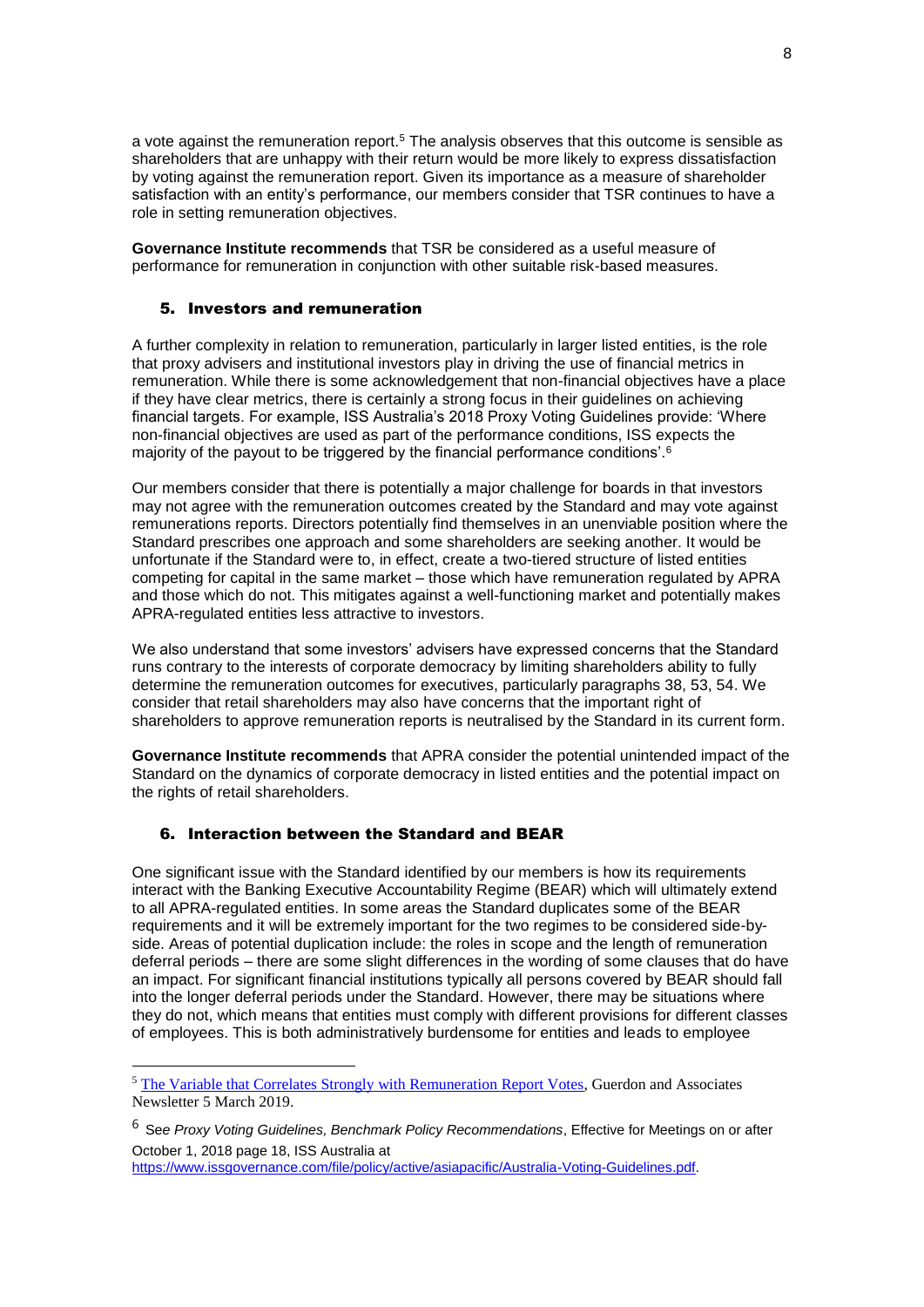a vote against the remuneration report.[5] The analysis observes that this outcome is sensible as shareholders that are unhappy with their return would be more likely to express dissatisfaction by voting against the remuneration report. Given its importance as a measure of shareholder satisfaction with an entity's performance, our members consider that TSR continues to have a role in setting remuneration objectives.

**Governance Institute recommends** that TSR be considered as a useful measure of performance for remuneration in conjunction with other suitable risk-based measures.

## 5. Investors and remuneration

A further complexity in relation to remuneration, particularly in larger listed entities, is the role that proxy advisers and institutional investors play in driving the use of financial metrics in remuneration. While there is some acknowledgement that non-financial objectives have a place if they have clear metrics, there is certainly a strong focus in their guidelines on achieving financial targets. For example, ISS Australia's 2018 Proxy Voting Guidelines provide: 'Where non-financial objectives are used as part of the performance conditions, ISS expects the majority of the payout to be triggered by the financial performance conditions'.[6]

Our members consider that there is potentially a major challenge for boards in that investors may not agree with the remuneration outcomes created by the Standard and may vote against remunerations reports. Directors potentially find themselves in an unenviable position where the Standard prescribes one approach and some shareholders are seeking another. It would be unfortunate if the Standard were to, in effect, create a two-tiered structure of listed entities competing for capital in the same market – those which have remuneration regulated by APRA and those which do not. This mitigates against a well-functioning market and potentially makes APRA-regulated entities less attractive to investors.

We also understand that some investors' advisers have expressed concerns that the Standard runs contrary to the interests of corporate democracy by limiting shareholders ability to fully determine the remuneration outcomes for executives, particularly paragraphs 38, 53, 54. We consider that retail shareholders may also have concerns that the important right of shareholders to approve remuneration reports is neutralised by the Standard in its current form.

**Governance Institute recommends** that APRA consider the potential unintended impact of the Standard on the dynamics of corporate democracy in listed entities and the potential impact on the rights of retail shareholders.

## 6. Interaction between the Standard and BEAR

One significant issue with the Standard identified by our members is how its requirements interact with the Banking Executive Accountability Regime (BEAR) which will ultimately extend to all APRA-regulated entities. In some areas the Standard duplicates some of the BEAR requirements and it will be extremely important for the two regimes to be considered side-by-side. Areas of potential duplication include: the roles in scope and the length of remuneration deferral periods – there are some slight differences in the wording of some clauses that do have an impact. For significant financial institutions typically all persons covered by BEAR should fall into the longer deferral periods under the Standard. However, there may be situations where they do not, which means that entities must comply with different provisions for different classes of employees. This is both administratively burdensome for entities and leads to employee

---

[5] The Variable that Correlates Strongly with Remuneration Report Votes, Guerdon and Associates Newsletter 5 March 2019.

[6] See *Proxy Voting Guidelines, Benchmark Policy Recommendations*, Effective for Meetings on or after October 1, 2018 page 18, ISS Australia at https://www.issgovernance.com/file/policy/active/asiapacific/Australia-Voting-Guidelines.pdf.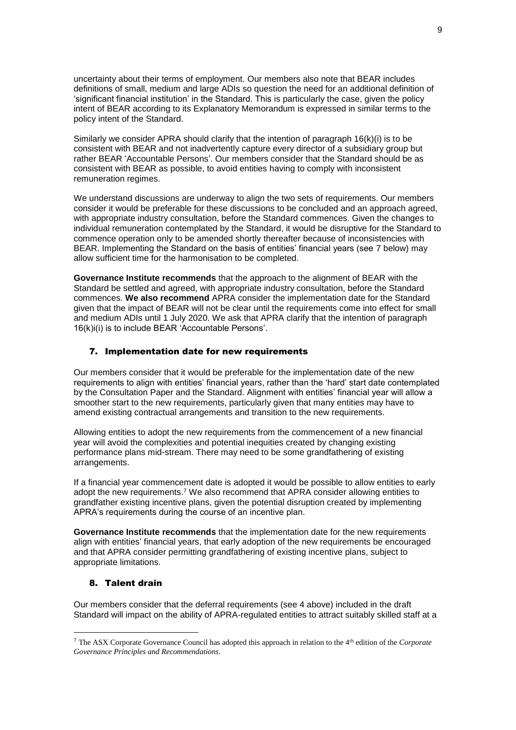uncertainty about their terms of employment. Our members also note that BEAR includes definitions of small, medium and large ADIs so question the need for an additional definition of 'significant financial institution' in the Standard. This is particularly the case, given the policy intent of BEAR according to its Explanatory Memorandum is expressed in similar terms to the policy intent of the Standard.

Similarly we consider APRA should clarify that the intention of paragraph 16(k)(i) is to be consistent with BEAR and not inadvertently capture every director of a subsidiary group but rather BEAR 'Accountable Persons'. Our members consider that the Standard should be as consistent with BEAR as possible, to avoid entities having to comply with inconsistent remuneration regimes.

We understand discussions are underway to align the two sets of requirements. Our members consider it would be preferable for these discussions to be concluded and an approach agreed, with appropriate industry consultation, before the Standard commences. Given the changes to individual remuneration contemplated by the Standard, it would be disruptive for the Standard to commence operation only to be amended shortly thereafter because of inconsistencies with BEAR. Implementing the Standard on the basis of entities' financial years (see 7 below) may allow sufficient time for the harmonisation to be completed.

**Governance Institute recommends** that the approach to the alignment of BEAR with the Standard be settled and agreed, with appropriate industry consultation, before the Standard commences. **We also recommend** APRA consider the implementation date for the Standard given that the impact of BEAR will not be clear until the requirements come into effect for small and medium ADIs until 1 July 2020. We ask that APRA clarify that the intention of paragraph 16(k)i(i) is to include BEAR 'Accountable Persons'.

## 7. Implementation date for new requirements

Our members consider that it would be preferable for the implementation date of the new requirements to align with entities' financial years, rather than the 'hard' start date contemplated by the Consultation Paper and the Standard. Alignment with entities' financial year will allow a smoother start to the new requirements, particularly given that many entities may have to amend existing contractual arrangements and transition to the new requirements.

Allowing entities to adopt the new requirements from the commencement of a new financial year will avoid the complexities and potential inequities created by changing existing performance plans mid-stream. There may need to be some grandfathering of existing arrangements.

If a financial year commencement date is adopted it would be possible to allow entities to early adopt the new requirements.[7] We also recommend that APRA consider allowing entities to grandfather existing incentive plans, given the potential disruption created by implementing APRA's requirements during the course of an incentive plan.

**Governance Institute recommends** that the implementation date for the new requirements align with entities' financial years, that early adoption of the new requirements be encouraged and that APRA consider permitting grandfathering of existing incentive plans, subject to appropriate limitations.

## 8. Talent drain

Our members consider that the deferral requirements (see 4 above) included in the draft Standard will impact on the ability of APRA-regulated entities to attract suitably skilled staff at a

---

[7] The ASX Corporate Governance Council has adopted this approach in relation to the 4th edition of the *Corporate Governance Principles and Recommendations*.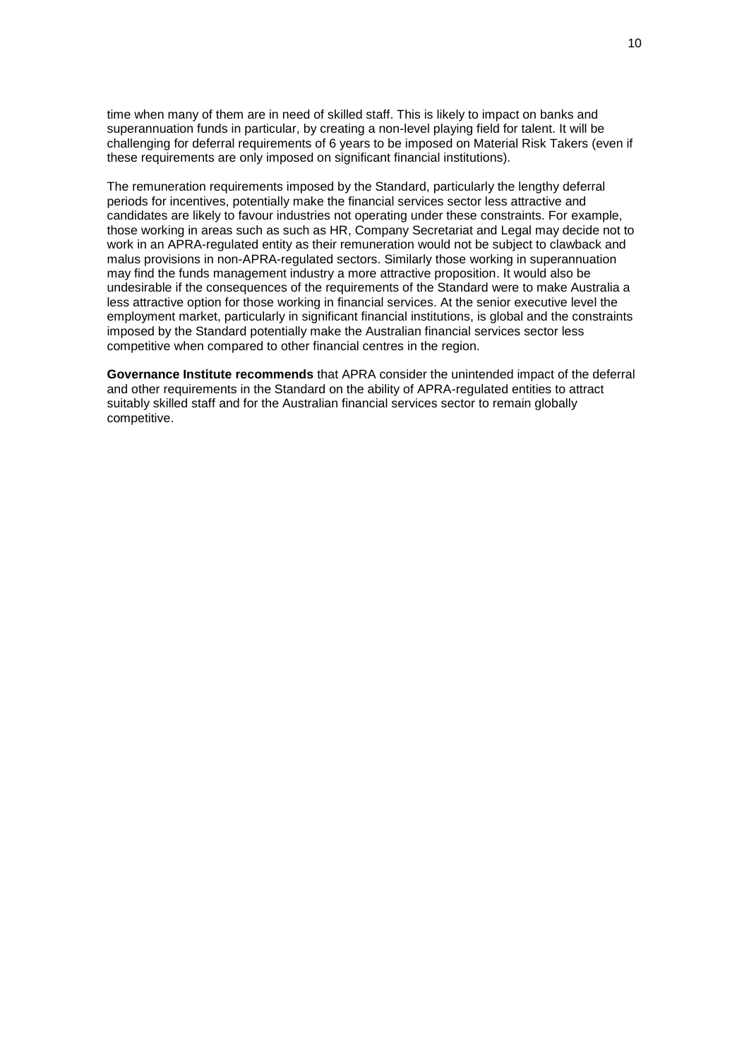time when many of them are in need of skilled staff. This is likely to impact on banks and superannuation funds in particular, by creating a non-level playing field for talent. It will be challenging for deferral requirements of 6 years to be imposed on Material Risk Takers (even if these requirements are only imposed on significant financial institutions).

The remuneration requirements imposed by the Standard, particularly the lengthy deferral periods for incentives, potentially make the financial services sector less attractive and candidates are likely to favour industries not operating under these constraints. For example, those working in areas such as such as HR, Company Secretariat and Legal may decide not to work in an APRA-regulated entity as their remuneration would not be subject to clawback and malus provisions in non-APRA-regulated sectors. Similarly those working in superannuation may find the funds management industry a more attractive proposition. It would also be undesirable if the consequences of the requirements of the Standard were to make Australia a less attractive option for those working in financial services. At the senior executive level the employment market, particularly in significant financial institutions, is global and the constraints imposed by the Standard potentially make the Australian financial services sector less competitive when compared to other financial centres in the region.

**Governance Institute recommends** that APRA consider the unintended impact of the deferral and other requirements in the Standard on the ability of APRA-regulated entities to attract suitably skilled staff and for the Australian financial services sector to remain globally competitive.